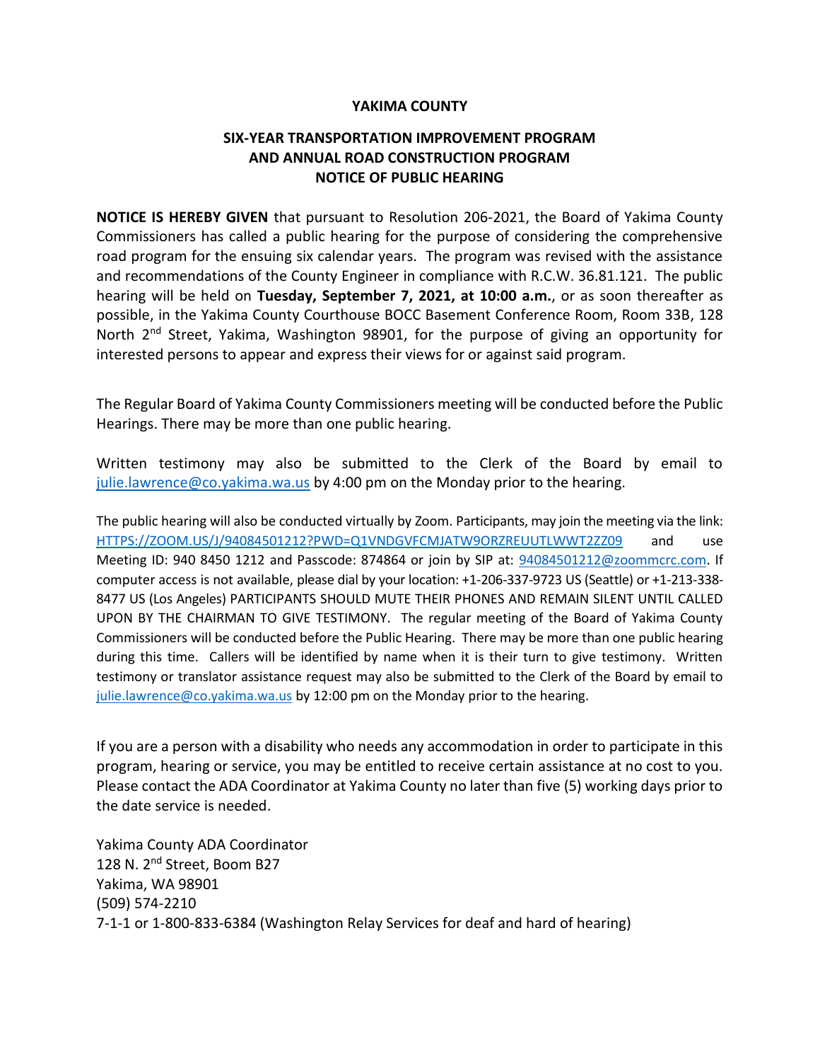**YAKIMA COUNTY**

**SIX-YEAR TRANSPORTATION IMPROVEMENT PROGRAM AND ANNUAL ROAD CONSTRUCTION PROGRAM NOTICE OF PUBLIC HEARING**

**NOTICE IS HEREBY GIVEN** that pursuant to Resolution 206-2021, the Board of Yakima County Commissioners has called a public hearing for the purpose of considering the comprehensive road program for the ensuing six calendar years. The program was revised with the assistance and recommendations of the County Engineer in compliance with R.C.W. 36.81.121. The public hearing will be held on **Tuesday, September 7, 2021, at 10:00 a.m.**, or as soon thereafter as possible, in the Yakima County Courthouse BOCC Basement Conference Room, Room 33B, 128 North 2nd Street, Yakima, Washington 98901, for the purpose of giving an opportunity for interested persons to appear and express their views for or against said program.

The Regular Board of Yakima County Commissioners meeting will be conducted before the Public Hearings. There may be more than one public hearing.

Written testimony may also be submitted to the Clerk of the Board by email to julie.lawrence@co.yakima.wa.us by 4:00 pm on the Monday prior to the hearing.

The public hearing will also be conducted virtually by Zoom. Participants, may join the meeting via the link: HTTPS://ZOOM.US/J/94084501212?PWD=Q1VNDGVFCMJATW9ORZREUUTLWWT2ZZ09 and use Meeting ID: 940 8450 1212 and Passcode: 874864 or join by SIP at: 94084501212@zoommcrc.com. If computer access is not available, please dial by your location: +1-206-337-9723 US (Seattle) or +1-213-338-8477 US (Los Angeles) PARTICIPANTS SHOULD MUTE THEIR PHONES AND REMAIN SILENT UNTIL CALLED UPON BY THE CHAIRMAN TO GIVE TESTIMONY. The regular meeting of the Board of Yakima County Commissioners will be conducted before the Public Hearing. There may be more than one public hearing during this time. Callers will be identified by name when it is their turn to give testimony. Written testimony or translator assistance request may also be submitted to the Clerk of the Board by email to julie.lawrence@co.yakima.wa.us by 12:00 pm on the Monday prior to the hearing.

If you are a person with a disability who needs any accommodation in order to participate in this program, hearing or service, you may be entitled to receive certain assistance at no cost to you. Please contact the ADA Coordinator at Yakima County no later than five (5) working days prior to the date service is needed.

Yakima County ADA Coordinator
128 N. 2nd Street, Boom B27
Yakima, WA 98901
(509) 574-2210
7-1-1 or 1-800-833-6384 (Washington Relay Services for deaf and hard of hearing)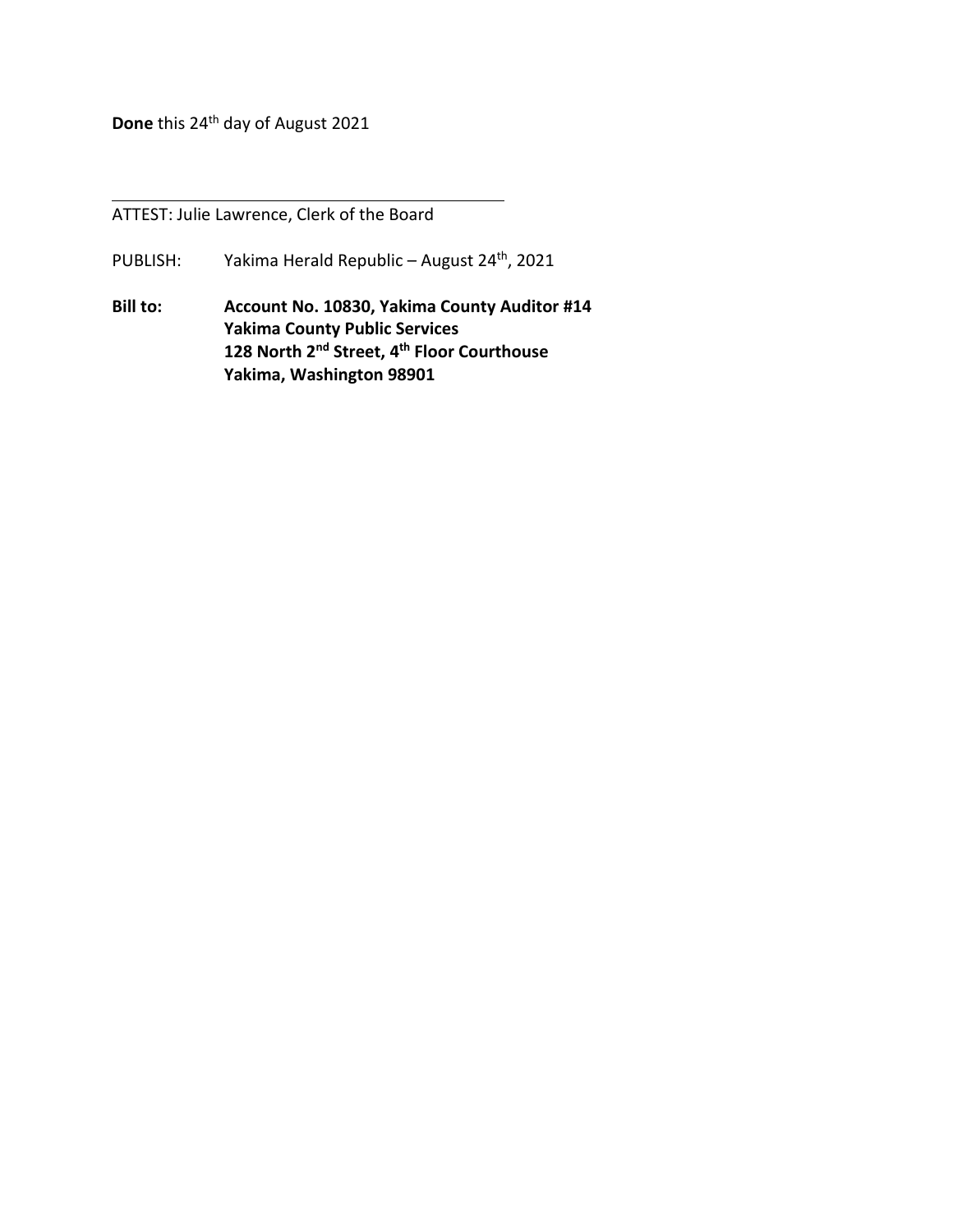**Done** this 24th day of August 2021

\_\_\_\_\_\_\_\_\_\_\_\_\_\_\_\_\_\_\_\_\_\_\_\_\_\_\_\_\_\_\_\_\_\_\_\_\_\_\_\_

ATTEST: Julie Lawrence, Clerk of the Board

PUBLISH: Yakima Herald Republic – August 24th, 2021

**Bill to:** **Account No. 10830, Yakima County Auditor #14**
**Yakima County Public Services**
**128 North 2nd Street, 4th Floor Courthouse**
**Yakima, Washington 98901**